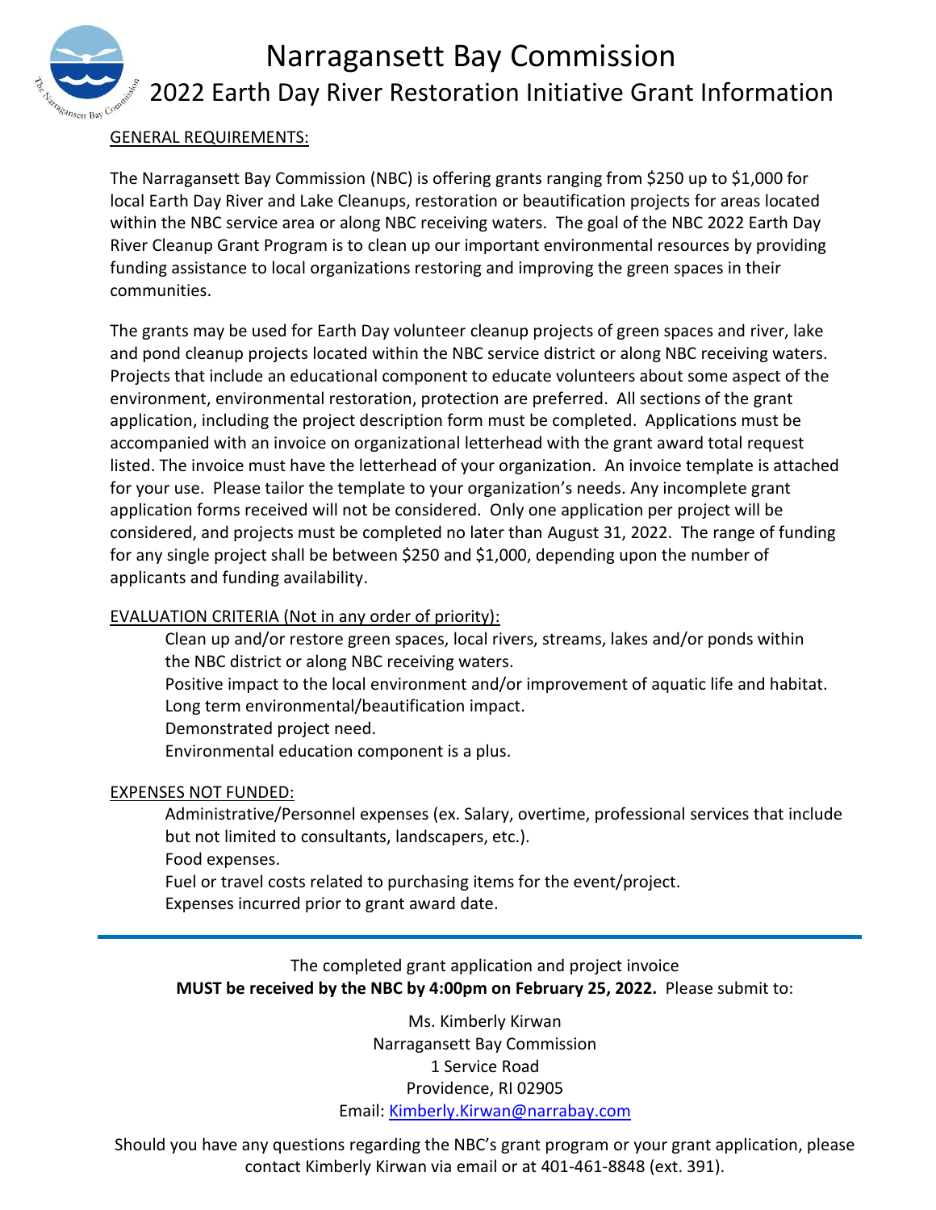# Narragansett Bay Commission

## 2022 Earth Day River Restoration Initiative Grant Information

GENERAL REQUIREMENTS:

The Narragansett Bay Commission (NBC) is offering grants ranging from $250 up to $1,000 for local Earth Day River and Lake Cleanups, restoration or beautification projects for areas located within the NBC service area or along NBC receiving waters. The goal of the NBC 2022 Earth Day River Cleanup Grant Program is to clean up our important environmental resources by providing funding assistance to local organizations restoring and improving the green spaces in their communities.

The grants may be used for Earth Day volunteer cleanup projects of green spaces and river, lake and pond cleanup projects located within the NBC service district or along NBC receiving waters. Projects that include an educational component to educate volunteers about some aspect of the environment, environmental restoration, protection are preferred. All sections of the grant application, including the project description form must be completed. Applications must be accompanied with an invoice on organizational letterhead with the grant award total request listed. The invoice must have the letterhead of your organization. An invoice template is attached for your use. Please tailor the template to your organization's needs. Any incomplete grant application forms received will not be considered. Only one application per project will be considered, and projects must be completed no later than August 31, 2022. The range of funding for any single project shall be between $250 and $1,000, depending upon the number of applicants and funding availability.

EVALUATION CRITERIA (Not in any order of priority):

- Clean up and/or restore green spaces, local rivers, streams, lakes and/or ponds within the NBC district or along NBC receiving waters.
- Positive impact to the local environment and/or improvement of aquatic life and habitat.
- Long term environmental/beautification impact.
- Demonstrated project need.
- Environmental education component is a plus.

EXPENSES NOT FUNDED:

- Administrative/Personnel expenses (ex. Salary, overtime, professional services that include but not limited to consultants, landscapers, etc.).
- Food expenses.
- Fuel or travel costs related to purchasing items for the event/project.
- Expenses incurred prior to grant award date.

---

The completed grant application and project invoice **MUST be received by the NBC by 4:00pm on February 25, 2022.** Please submit to:

Ms. Kimberly Kirwan
Narragansett Bay Commission
1 Service Road
Providence, RI 02905
Email: Kimberly.Kirwan@narrabay.com

Should you have any questions regarding the NBC's grant program or your grant application, please contact Kimberly Kirwan via email or at 401-461-8848 (ext. 391).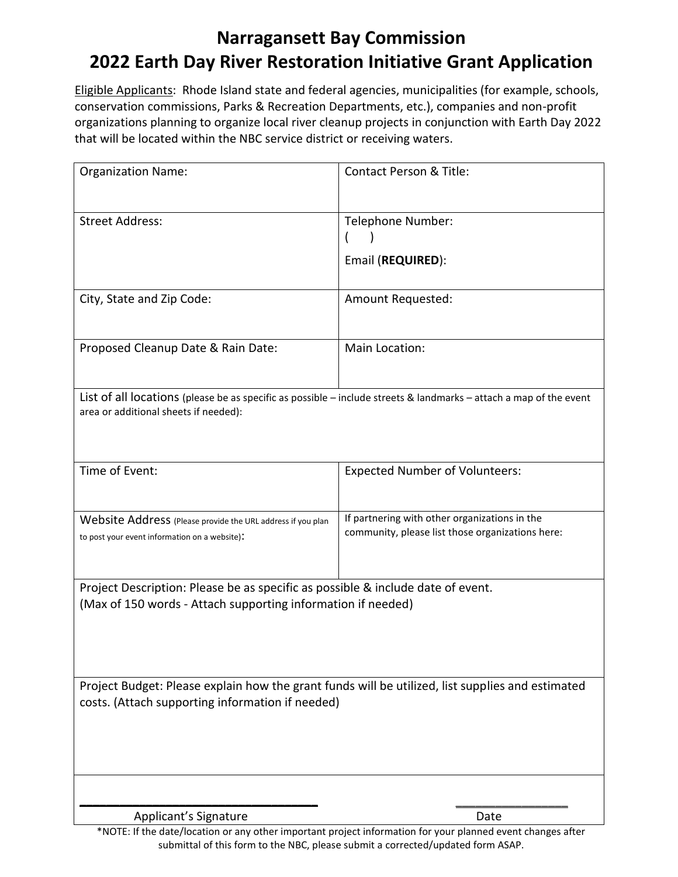# Narragansett Bay Commission
# 2022 Earth Day River Restoration Initiative Grant Application

Eligible Applicants: Rhode Island state and federal agencies, municipalities (for example, schools, conservation commissions, Parks & Recreation Departments, etc.), companies and non-profit organizations planning to organize local river cleanup projects in conjunction with Earth Day 2022 that will be located within the NBC service district or receiving waters.

| Organization Name: | Contact Person & Title: |
|---|---|
| Street Address: | Telephone Number:<br>(    )<br>Email (**REQUIRED**): |
| City, State and Zip Code: | Amount Requested: |
| Proposed Cleanup Date & Rain Date: | Main Location: |
| List of all locations (please be as specific as possible – include streets & landmarks – attach a map of the event area or additional sheets if needed): | |
| Time of Event: | Expected Number of Volunteers: |
| Website Address (Please provide the URL address if you plan to post your event information on a website): | If partnering with other organizations in the community, please list those organizations here: |
| Project Description: Please be as specific as possible & include date of event.<br>(Max of 150 words - Attach supporting information if needed) | |
| Project Budget: Please explain how the grant funds will be utilized, list supplies and estimated costs. (Attach supporting information if needed) | |

______________________________ Applicant's Signature

______________ Date

*NOTE: If the date/location or any other important project information for your planned event changes after submittal of this form to the NBC, please submit a corrected/updated form ASAP.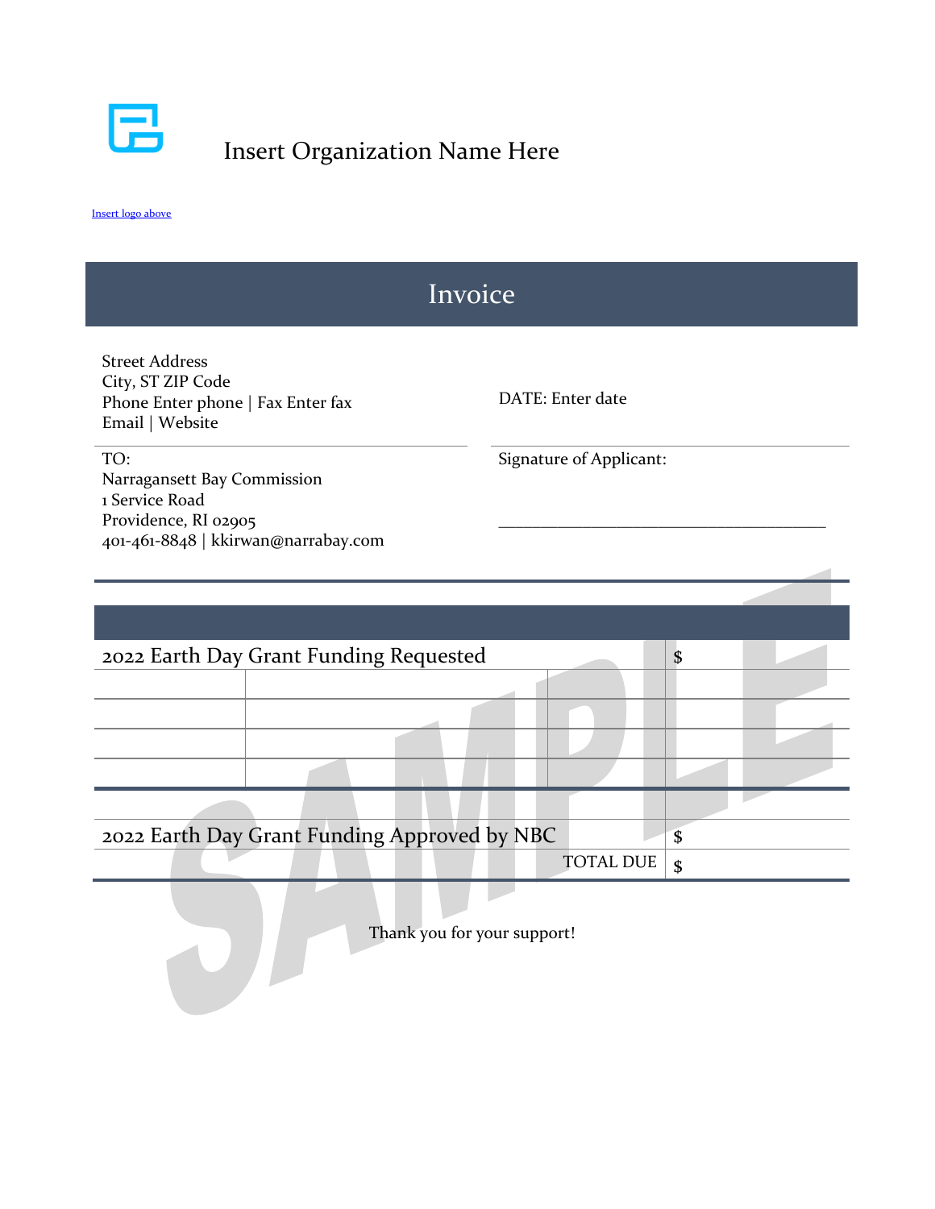Insert Organization Name Here

Insert logo above

# Invoice

Street Address
City, ST ZIP Code
Phone Enter phone | Fax Enter fax
Email | Website

DATE: Enter date

TO:
Narragansett Bay Commission
1 Service Road
Providence, RI 02905
401-461-8848 | kkirwan@narrabay.com

Signature of Applicant:

\_\_\_\_\_\_\_\_\_\_\_\_\_\_\_\_\_\_\_\_\_\_\_\_\_\_\_\_\_\_\_\_\_\_\_\_\_\_\_\_

| | | | |
|---|---|---|---|
| 2022 Earth Day Grant Funding Requested | | | $ |
| | | | |
| | | | |
| | | | |
| | | | |
| | | | |
| 2022 Earth Day Grant Funding Approved by NBC | | | $ |
| | | TOTAL DUE | $ |

Thank you for your support!